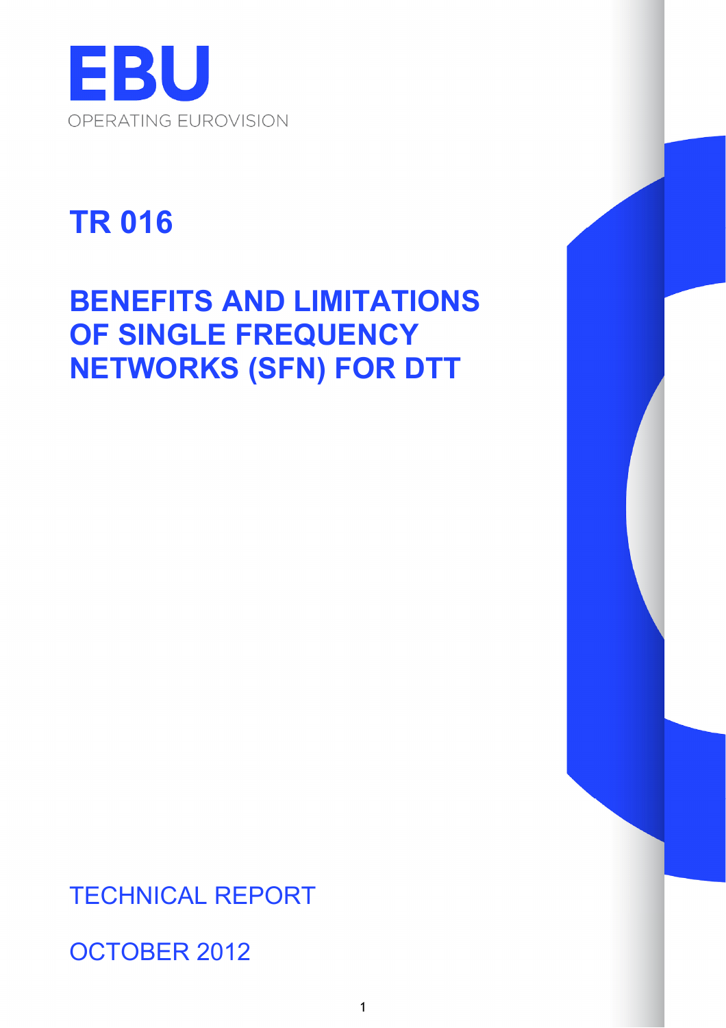EBU

OPERATING EUROVISION

# TR 016

# BENEFITS AND LIMITATIONS OF SINGLE FREQUENCY NETWORKS (SFN) FOR DTT

TECHNICAL REPORT

OCTOBER 2012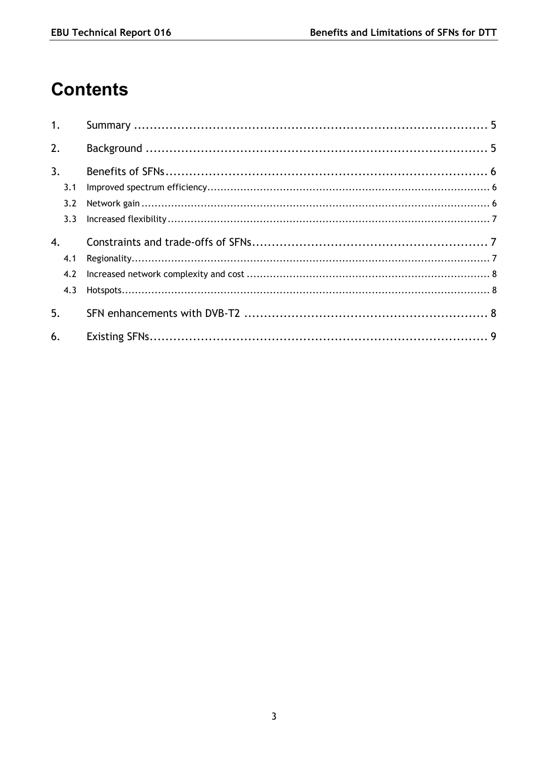# Contents

1. Summary ........................................................................................ 5
2. Background .................................................................................... 5
3. Benefits of SFNs ............................................................................. 6
   - 3.1 Improved spectrum efficiency ..................................................... 6
   - 3.2 Network gain ........................................................................... 6
   - 3.3 Increased flexibility .................................................................. 7
4. Constraints and trade-offs of SFNs .................................................... 7
   - 4.1 Regionality ............................................................................... 7
   - 4.2 Increased network complexity and cost ........................................ 8
   - 4.3 Hotspots .................................................................................. 8
5. SFN enhancements with DVB-T2 ........................................................ 8
6. Existing SFNs .................................................................................. 9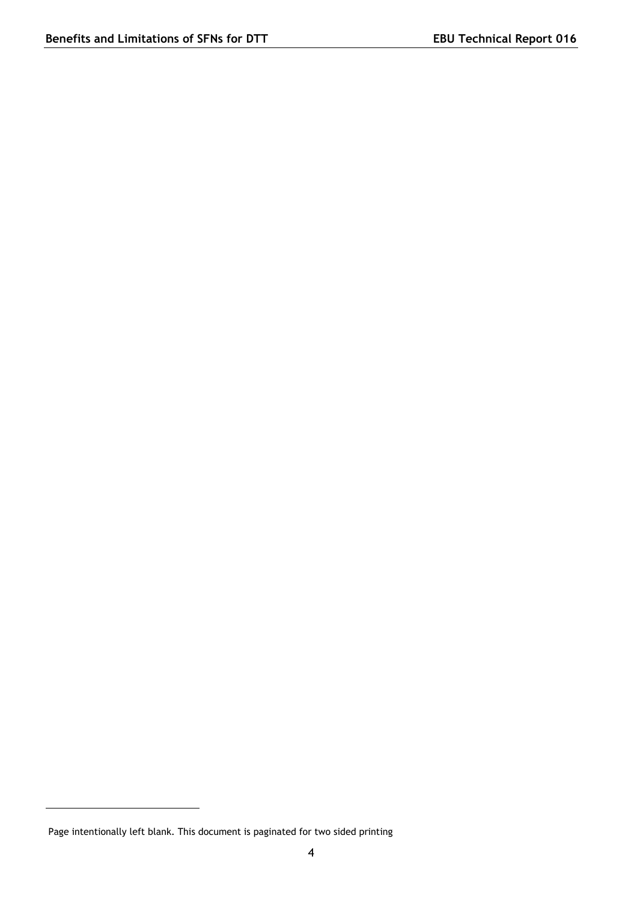Page intentionally left blank. This document is paginated for two sided printing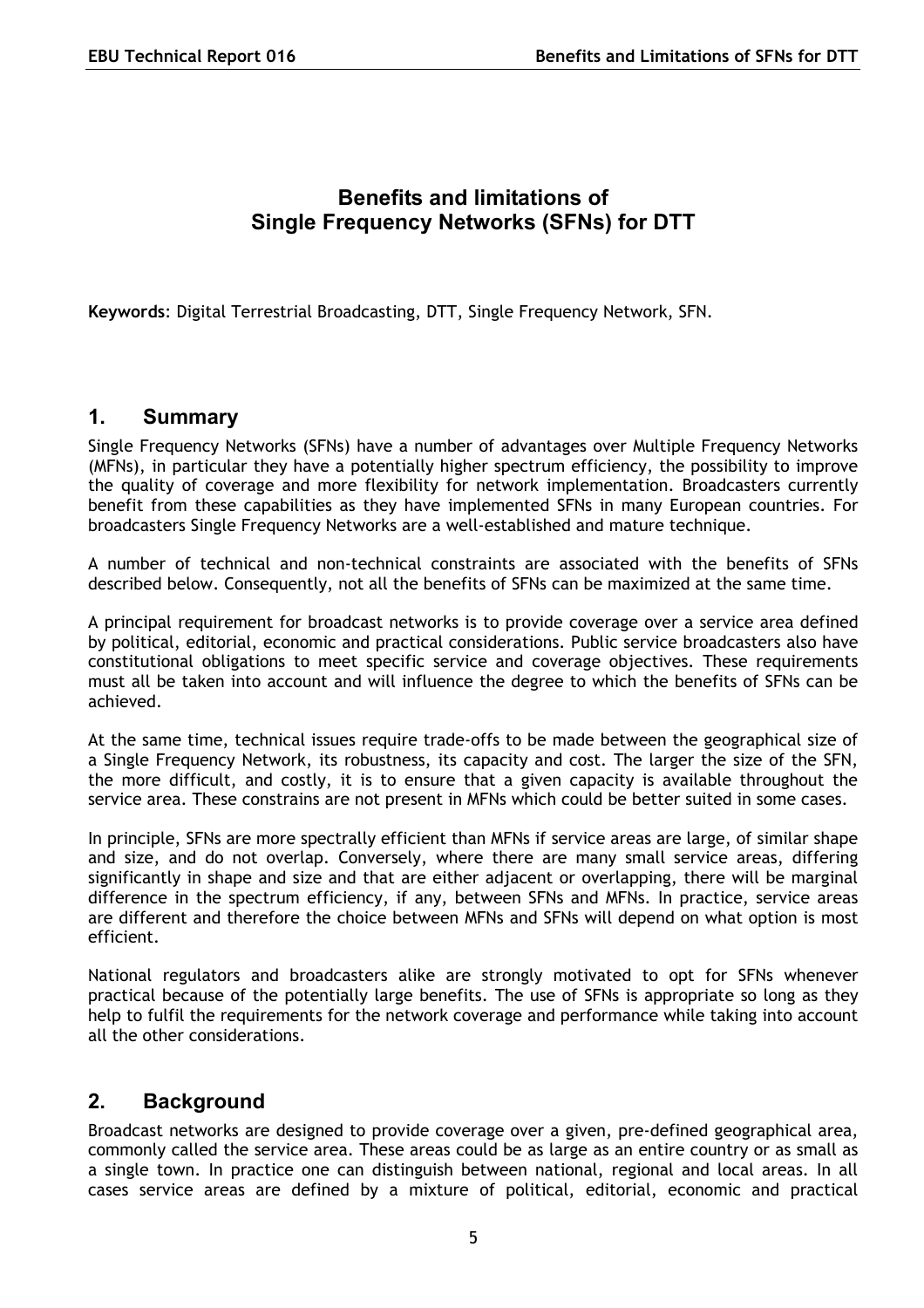# Benefits and limitations of Single Frequency Networks (SFNs) for DTT

**Keywords**: Digital Terrestrial Broadcasting, DTT, Single Frequency Network, SFN.

## 1. Summary

Single Frequency Networks (SFNs) have a number of advantages over Multiple Frequency Networks (MFNs), in particular they have a potentially higher spectrum efficiency, the possibility to improve the quality of coverage and more flexibility for network implementation. Broadcasters currently benefit from these capabilities as they have implemented SFNs in many European countries. For broadcasters Single Frequency Networks are a well-established and mature technique.

A number of technical and non-technical constraints are associated with the benefits of SFNs described below. Consequently, not all the benefits of SFNs can be maximized at the same time.

A principal requirement for broadcast networks is to provide coverage over a service area defined by political, editorial, economic and practical considerations. Public service broadcasters also have constitutional obligations to meet specific service and coverage objectives. These requirements must all be taken into account and will influence the degree to which the benefits of SFNs can be achieved.

At the same time, technical issues require trade-offs to be made between the geographical size of a Single Frequency Network, its robustness, its capacity and cost. The larger the size of the SFN, the more difficult, and costly, it is to ensure that a given capacity is available throughout the service area. These constrains are not present in MFNs which could be better suited in some cases.

In principle, SFNs are more spectrally efficient than MFNs if service areas are large, of similar shape and size, and do not overlap. Conversely, where there are many small service areas, differing significantly in shape and size and that are either adjacent or overlapping, there will be marginal difference in the spectrum efficiency, if any, between SFNs and MFNs. In practice, service areas are different and therefore the choice between MFNs and SFNs will depend on what option is most efficient.

National regulators and broadcasters alike are strongly motivated to opt for SFNs whenever practical because of the potentially large benefits. The use of SFNs is appropriate so long as they help to fulfil the requirements for the network coverage and performance while taking into account all the other considerations.

## 2. Background

Broadcast networks are designed to provide coverage over a given, pre-defined geographical area, commonly called the service area. These areas could be as large as an entire country or as small as a single town. In practice one can distinguish between national, regional and local areas. In all cases service areas are defined by a mixture of political, editorial, economic and practical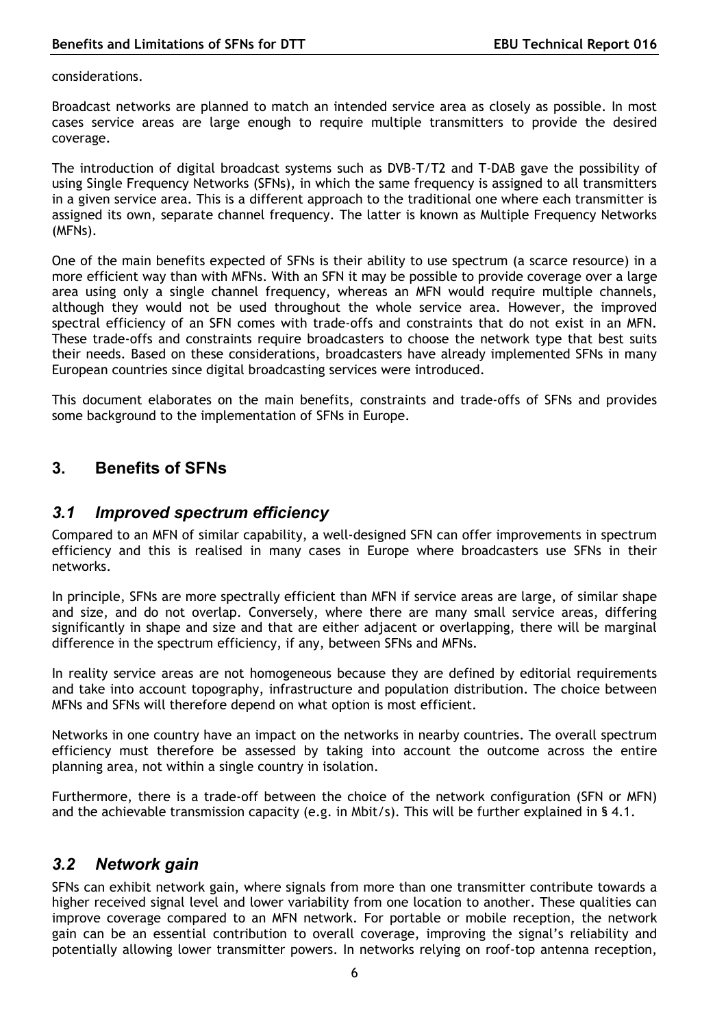considerations.

Broadcast networks are planned to match an intended service area as closely as possible. In most cases service areas are large enough to require multiple transmitters to provide the desired coverage.

The introduction of digital broadcast systems such as DVB-T/T2 and T-DAB gave the possibility of using Single Frequency Networks (SFNs), in which the same frequency is assigned to all transmitters in a given service area. This is a different approach to the traditional one where each transmitter is assigned its own, separate channel frequency. The latter is known as Multiple Frequency Networks (MFNs).

One of the main benefits expected of SFNs is their ability to use spectrum (a scarce resource) in a more efficient way than with MFNs. With an SFN it may be possible to provide coverage over a large area using only a single channel frequency, whereas an MFN would require multiple channels, although they would not be used throughout the whole service area. However, the improved spectral efficiency of an SFN comes with trade-offs and constraints that do not exist in an MFN. These trade-offs and constraints require broadcasters to choose the network type that best suits their needs. Based on these considerations, broadcasters have already implemented SFNs in many European countries since digital broadcasting services were introduced.

This document elaborates on the main benefits, constraints and trade-offs of SFNs and provides some background to the implementation of SFNs in Europe.

## 3. Benefits of SFNs

### *3.1 Improved spectrum efficiency*

Compared to an MFN of similar capability, a well-designed SFN can offer improvements in spectrum efficiency and this is realised in many cases in Europe where broadcasters use SFNs in their networks.

In principle, SFNs are more spectrally efficient than MFN if service areas are large, of similar shape and size, and do not overlap. Conversely, where there are many small service areas, differing significantly in shape and size and that are either adjacent or overlapping, there will be marginal difference in the spectrum efficiency, if any, between SFNs and MFNs.

In reality service areas are not homogeneous because they are defined by editorial requirements and take into account topography, infrastructure and population distribution. The choice between MFNs and SFNs will therefore depend on what option is most efficient.

Networks in one country have an impact on the networks in nearby countries. The overall spectrum efficiency must therefore be assessed by taking into account the outcome across the entire planning area, not within a single country in isolation.

Furthermore, there is a trade-off between the choice of the network configuration (SFN or MFN) and the achievable transmission capacity (e.g. in Mbit/s). This will be further explained in § 4.1.

### *3.2 Network gain*

SFNs can exhibit network gain, where signals from more than one transmitter contribute towards a higher received signal level and lower variability from one location to another. These qualities can improve coverage compared to an MFN network. For portable or mobile reception, the network gain can be an essential contribution to overall coverage, improving the signal's reliability and potentially allowing lower transmitter powers. In networks relying on roof-top antenna reception,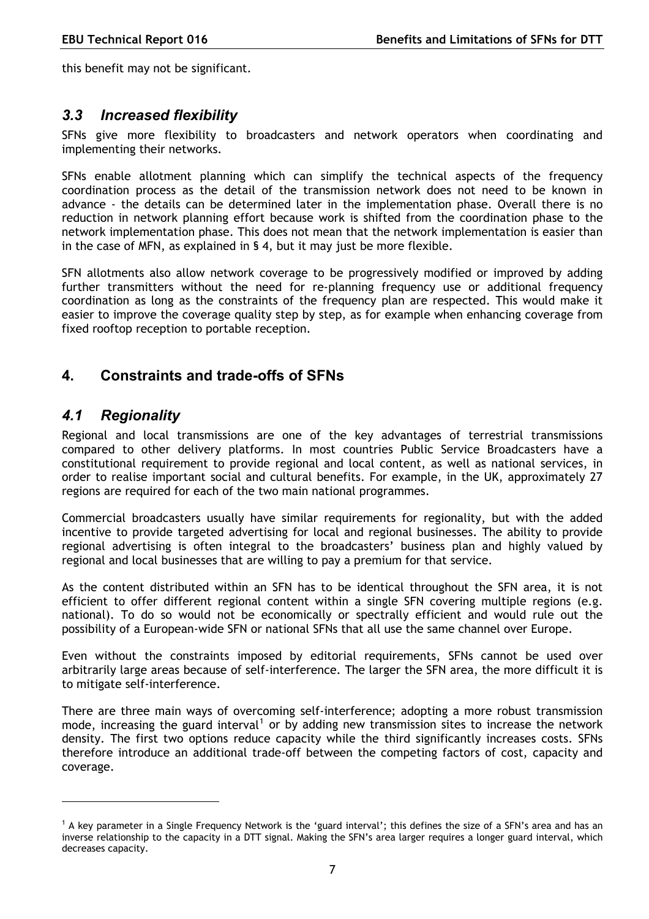this benefit may not be significant.

## *3.3 Increased flexibility*

SFNs give more flexibility to broadcasters and network operators when coordinating and implementing their networks.

SFNs enable allotment planning which can simplify the technical aspects of the frequency coordination process as the detail of the transmission network does not need to be known in advance - the details can be determined later in the implementation phase. Overall there is no reduction in network planning effort because work is shifted from the coordination phase to the network implementation phase. This does not mean that the network implementation is easier than in the case of MFN, as explained in § 4, but it may just be more flexible.

SFN allotments also allow network coverage to be progressively modified or improved by adding further transmitters without the need for re-planning frequency use or additional frequency coordination as long as the constraints of the frequency plan are respected. This would make it easier to improve the coverage quality step by step, as for example when enhancing coverage from fixed rooftop reception to portable reception.

# 4. Constraints and trade-offs of SFNs

## *4.1 Regionality*

Regional and local transmissions are one of the key advantages of terrestrial transmissions compared to other delivery platforms. In most countries Public Service Broadcasters have a constitutional requirement to provide regional and local content, as well as national services, in order to realise important social and cultural benefits. For example, in the UK, approximately 27 regions are required for each of the two main national programmes.

Commercial broadcasters usually have similar requirements for regionality, but with the added incentive to provide targeted advertising for local and regional businesses. The ability to provide regional advertising is often integral to the broadcasters' business plan and highly valued by regional and local businesses that are willing to pay a premium for that service.

As the content distributed within an SFN has to be identical throughout the SFN area, it is not efficient to offer different regional content within a single SFN covering multiple regions (e.g. national). To do so would not be economically or spectrally efficient and would rule out the possibility of a European-wide SFN or national SFNs that all use the same channel over Europe.

Even without the constraints imposed by editorial requirements, SFNs cannot be used over arbitrarily large areas because of self-interference. The larger the SFN area, the more difficult it is to mitigate self-interference.

There are three main ways of overcoming self-interference; adopting a more robust transmission mode, increasing the guard interval[1] or by adding new transmission sites to increase the network density. The first two options reduce capacity while the third significantly increases costs. SFNs therefore introduce an additional trade-off between the competing factors of cost, capacity and coverage.

---

[1] A key parameter in a Single Frequency Network is the 'guard interval'; this defines the size of a SFN's area and has an inverse relationship to the capacity in a DTT signal. Making the SFN's area larger requires a longer guard interval, which decreases capacity.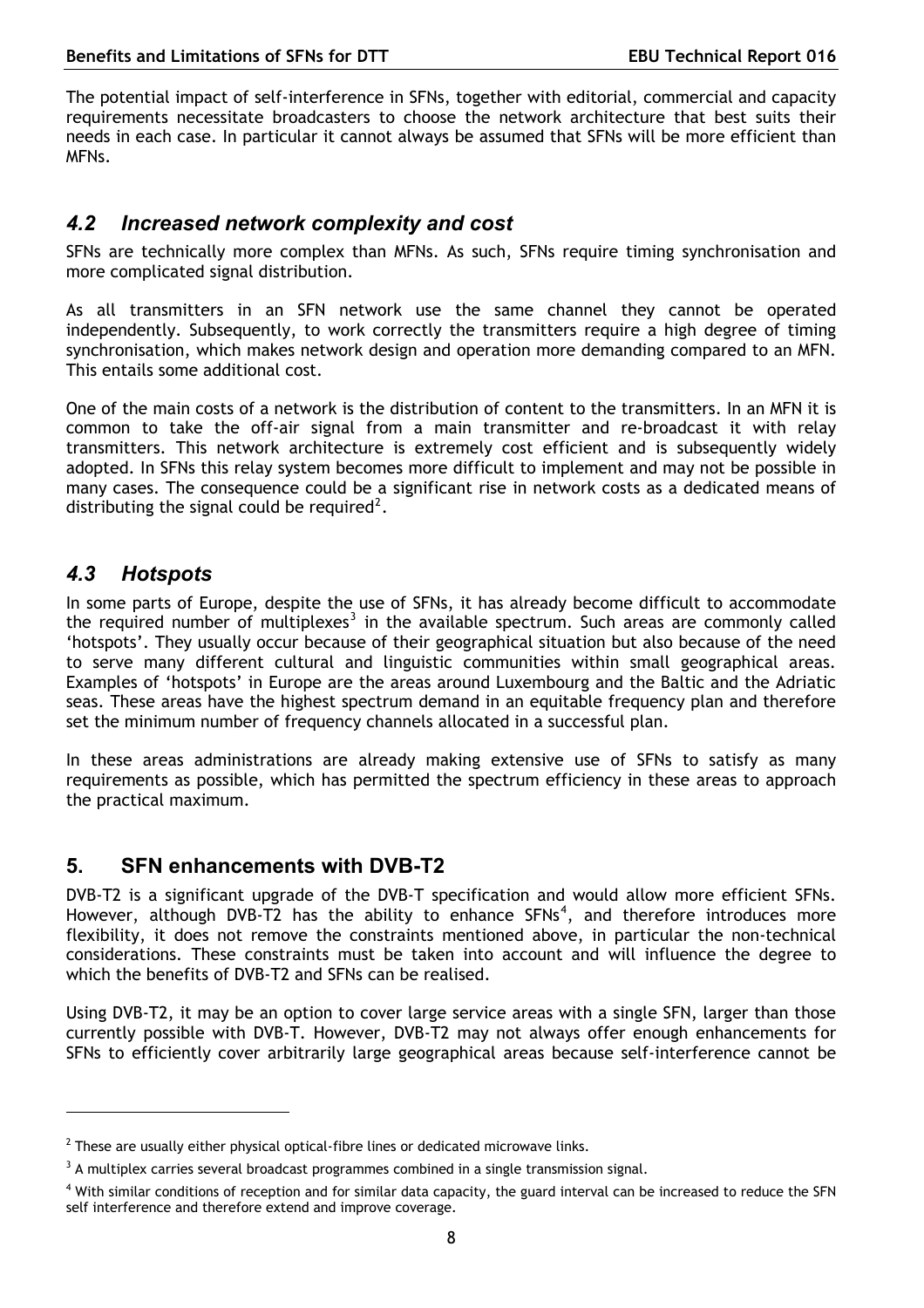The potential impact of self-interference in SFNs, together with editorial, commercial and capacity requirements necessitate broadcasters to choose the network architecture that best suits their needs in each case. In particular it cannot always be assumed that SFNs will be more efficient than MFNs.

## *4.2 Increased network complexity and cost*

SFNs are technically more complex than MFNs. As such, SFNs require timing synchronisation and more complicated signal distribution.

As all transmitters in an SFN network use the same channel they cannot be operated independently. Subsequently, to work correctly the transmitters require a high degree of timing synchronisation, which makes network design and operation more demanding compared to an MFN. This entails some additional cost.

One of the main costs of a network is the distribution of content to the transmitters. In an MFN it is common to take the off-air signal from a main transmitter and re-broadcast it with relay transmitters. This network architecture is extremely cost efficient and is subsequently widely adopted. In SFNs this relay system becomes more difficult to implement and may not be possible in many cases. The consequence could be a significant rise in network costs as a dedicated means of distributing the signal could be required[2].

## *4.3 Hotspots*

In some parts of Europe, despite the use of SFNs, it has already become difficult to accommodate the required number of multiplexes[3] in the available spectrum. Such areas are commonly called 'hotspots'. They usually occur because of their geographical situation but also because of the need to serve many different cultural and linguistic communities within small geographical areas. Examples of 'hotspots' in Europe are the areas around Luxembourg and the Baltic and the Adriatic seas. These areas have the highest spectrum demand in an equitable frequency plan and therefore set the minimum number of frequency channels allocated in a successful plan.

In these areas administrations are already making extensive use of SFNs to satisfy as many requirements as possible, which has permitted the spectrum efficiency in these areas to approach the practical maximum.

# 5. SFN enhancements with DVB-T2

DVB-T2 is a significant upgrade of the DVB-T specification and would allow more efficient SFNs. However, although DVB-T2 has the ability to enhance SFNs[4], and therefore introduces more flexibility, it does not remove the constraints mentioned above, in particular the non-technical considerations. These constraints must be taken into account and will influence the degree to which the benefits of DVB-T2 and SFNs can be realised.

Using DVB-T2, it may be an option to cover large service areas with a single SFN, larger than those currently possible with DVB-T. However, DVB-T2 may not always offer enough enhancements for SFNs to efficiently cover arbitrarily large geographical areas because self-interference cannot be

---

[2] These are usually either physical optical-fibre lines or dedicated microwave links.

[3] A multiplex carries several broadcast programmes combined in a single transmission signal.

[4] With similar conditions of reception and for similar data capacity, the guard interval can be increased to reduce the SFN self interference and therefore extend and improve coverage.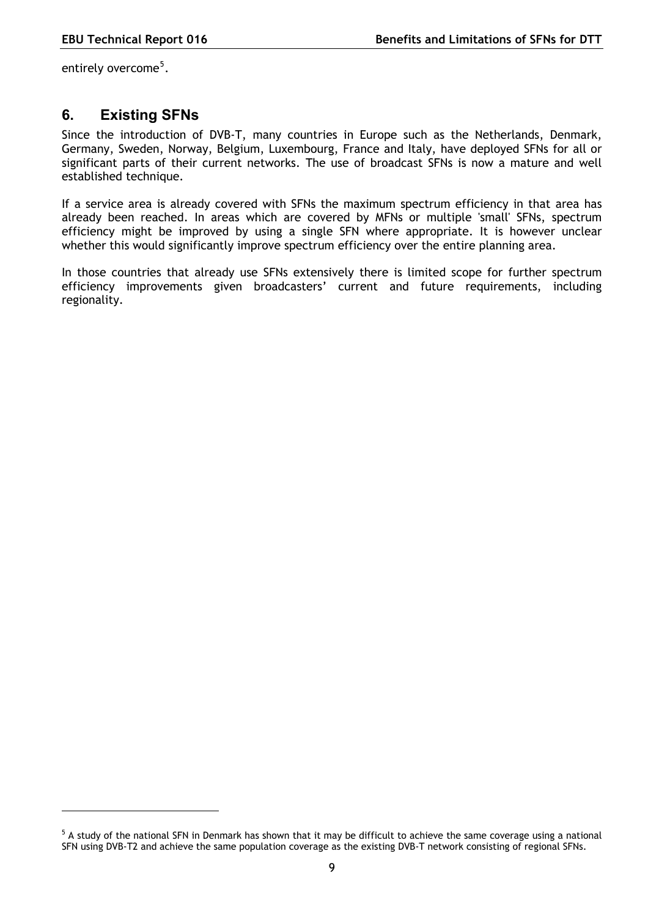entirely overcome[5].

## 6. Existing SFNs

Since the introduction of DVB-T, many countries in Europe such as the Netherlands, Denmark, Germany, Sweden, Norway, Belgium, Luxembourg, France and Italy, have deployed SFNs for all or significant parts of their current networks. The use of broadcast SFNs is now a mature and well established technique.

If a service area is already covered with SFNs the maximum spectrum efficiency in that area has already been reached. In areas which are covered by MFNs or multiple 'small' SFNs, spectrum efficiency might be improved by using a single SFN where appropriate. It is however unclear whether this would significantly improve spectrum efficiency over the entire planning area.

In those countries that already use SFNs extensively there is limited scope for further spectrum efficiency improvements given broadcasters' current and future requirements, including regionality.

[5] A study of the national SFN in Denmark has shown that it may be difficult to achieve the same coverage using a national SFN using DVB-T2 and achieve the same population coverage as the existing DVB-T network consisting of regional SFNs.